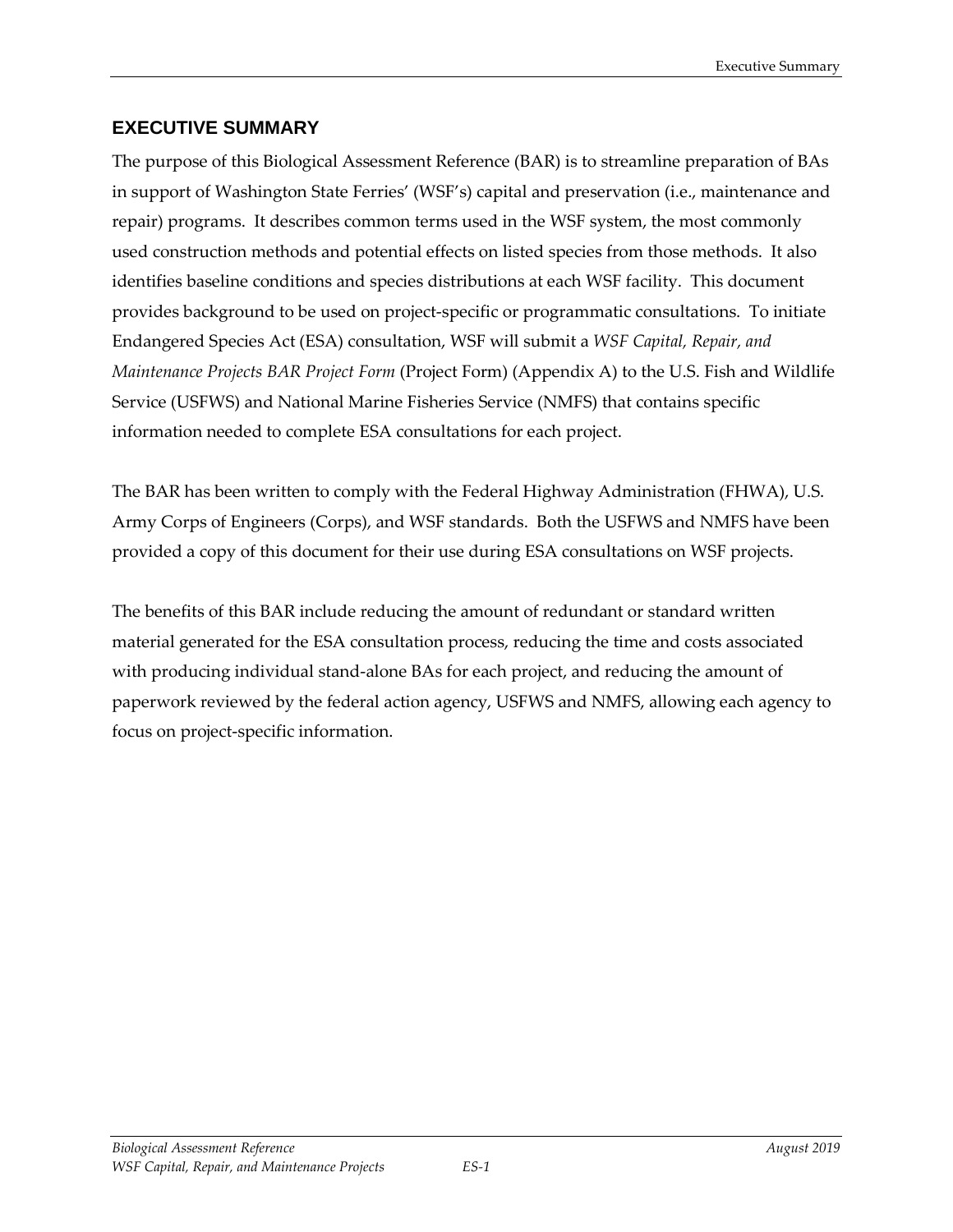## EXECUTIVE SUMMARY

The purpose of this Biological Assessment Reference (BAR) is to streamline preparation of BAs in support of Washington State Ferries' (WSF's) capital and preservation (i.e., maintenance and repair) programs. It describes common terms used in the WSF system, the most commonly used construction methods and potential effects on listed species from those methods. It also identifies baseline conditions and species distributions at each WSF facility. This document provides background to be used on project-specific or programmatic consultations. To initiate Endangered Species Act (ESA) consultation, WSF will submit a *WSF Capital, Repair, and Maintenance Projects BAR Project Form* (Project Form) (Appendix A) to the U.S. Fish and Wildlife Service (USFWS) and National Marine Fisheries Service (NMFS) that contains specific information needed to complete ESA consultations for each project.

The BAR has been written to comply with the Federal Highway Administration (FHWA), U.S. Army Corps of Engineers (Corps), and WSF standards. Both the USFWS and NMFS have been provided a copy of this document for their use during ESA consultations on WSF projects.

The benefits of this BAR include reducing the amount of redundant or standard written material generated for the ESA consultation process, reducing the time and costs associated with producing individual stand-alone BAs for each project, and reducing the amount of paperwork reviewed by the federal action agency, USFWS and NMFS, allowing each agency to focus on project-specific information.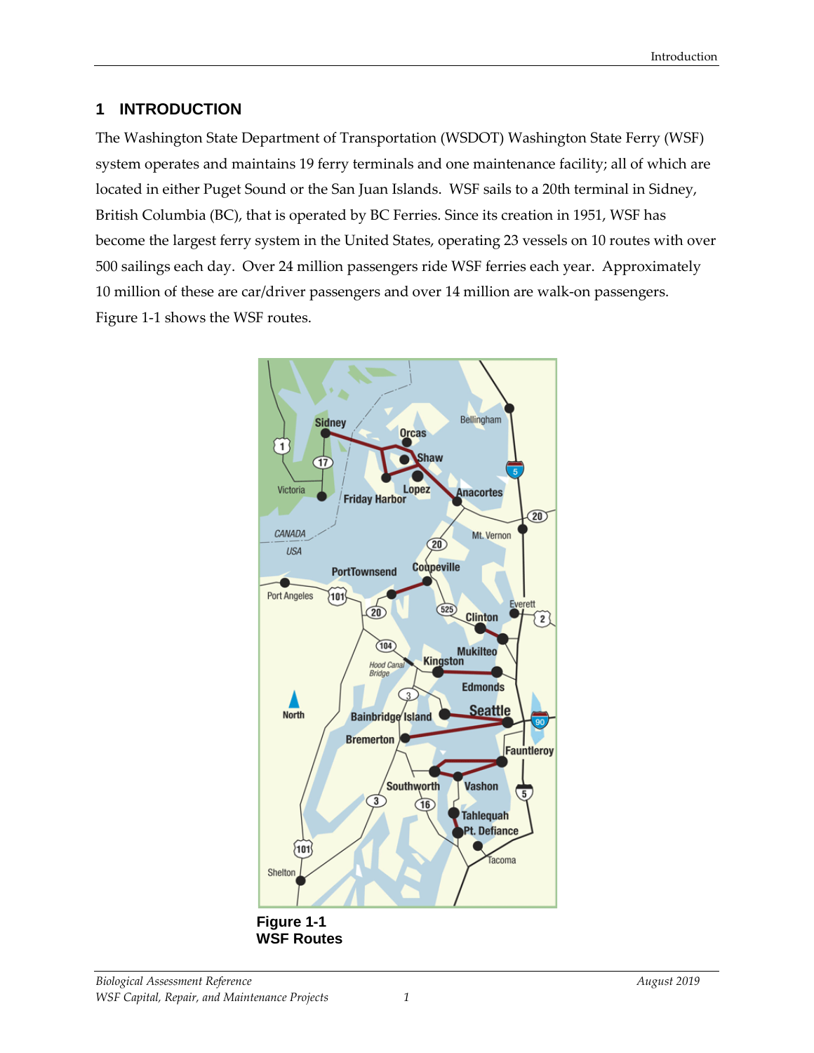# 1 INTRODUCTION

The Washington State Department of Transportation (WSDOT) Washington State Ferry (WSF) system operates and maintains 19 ferry terminals and one maintenance facility; all of which are located in either Puget Sound or the San Juan Islands. WSF sails to a 20th terminal in Sidney, British Columbia (BC), that is operated by BC Ferries. Since its creation in 1951, WSF has become the largest ferry system in the United States, operating 23 vessels on 10 routes with over 500 sailings each day. Over 24 million passengers ride WSF ferries each year. Approximately 10 million of these are car/driver passengers and over 14 million are walk-on passengers. Figure 1-1 shows the WSF routes.

Sidney
Orcas
Bellingham
Shaw
Lopez
Friday Harbor
Anacortes
Victoria
CANADA
USA
Mt. Vernon
PortTownsend
Coupeville
Port Angeles
Everett
Clinton
Mukilteo
Hood Canal Bridge
Kingston
Edmonds
North
Bainbridge Island
Seattle
Bremerton
Fauntleroy
Southworth
Vashon
Tahlequah
Pt. Defiance
Tacoma
Shelton
1
17
5
20
101
525
2
104
3
90
16

**Figure 1-1**
**WSF Routes**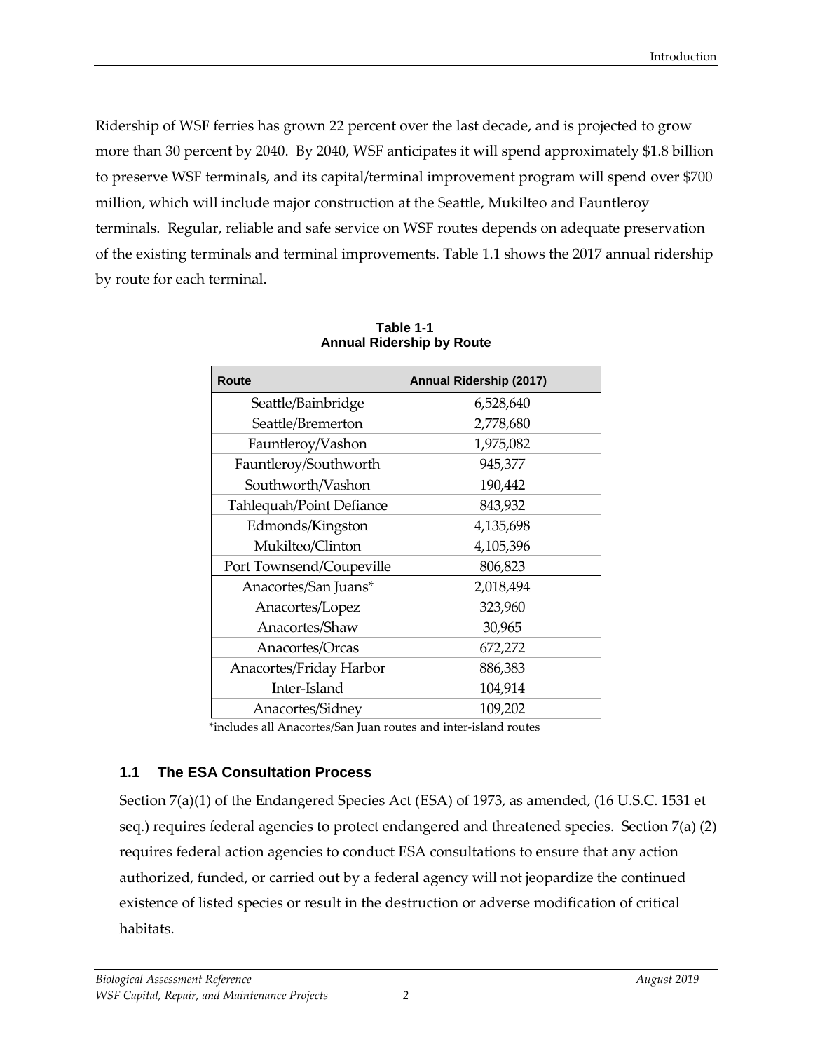Ridership of WSF ferries has grown 22 percent over the last decade, and is projected to grow more than 30 percent by 2040. By 2040, WSF anticipates it will spend approximately $1.8 billion to preserve WSF terminals, and its capital/terminal improvement program will spend over $700 million, which will include major construction at the Seattle, Mukilteo and Fauntleroy terminals. Regular, reliable and safe service on WSF routes depends on adequate preservation of the existing terminals and terminal improvements. Table 1.1 shows the 2017 annual ridership by route for each terminal.

**Table 1-1**
**Annual Ridership by Route**

| Route | Annual Ridership (2017) |
|---|---|
| Seattle/Bainbridge | 6,528,640 |
| Seattle/Bremerton | 2,778,680 |
| Fauntleroy/Vashon | 1,975,082 |
| Fauntleroy/Southworth | 945,377 |
| Southworth/Vashon | 190,442 |
| Tahlequah/Point Defiance | 843,932 |
| Edmonds/Kingston | 4,135,698 |
| Mukilteo/Clinton | 4,105,396 |
| Port Townsend/Coupeville | 806,823 |
| Anacortes/San Juans* | 2,018,494 |
| Anacortes/Lopez | 323,960 |
| Anacortes/Shaw | 30,965 |
| Anacortes/Orcas | 672,272 |
| Anacortes/Friday Harbor | 886,383 |
| Inter-Island | 104,914 |
| Anacortes/Sidney | 109,202 |

*includes all Anacortes/San Juan routes and inter-island routes

### 1.1 The ESA Consultation Process

Section 7(a)(1) of the Endangered Species Act (ESA) of 1973, as amended, (16 U.S.C. 1531 et seq.) requires federal agencies to protect endangered and threatened species. Section 7(a) (2) requires federal action agencies to conduct ESA consultations to ensure that any action authorized, funded, or carried out by a federal agency will not jeopardize the continued existence of listed species or result in the destruction or adverse modification of critical habitats.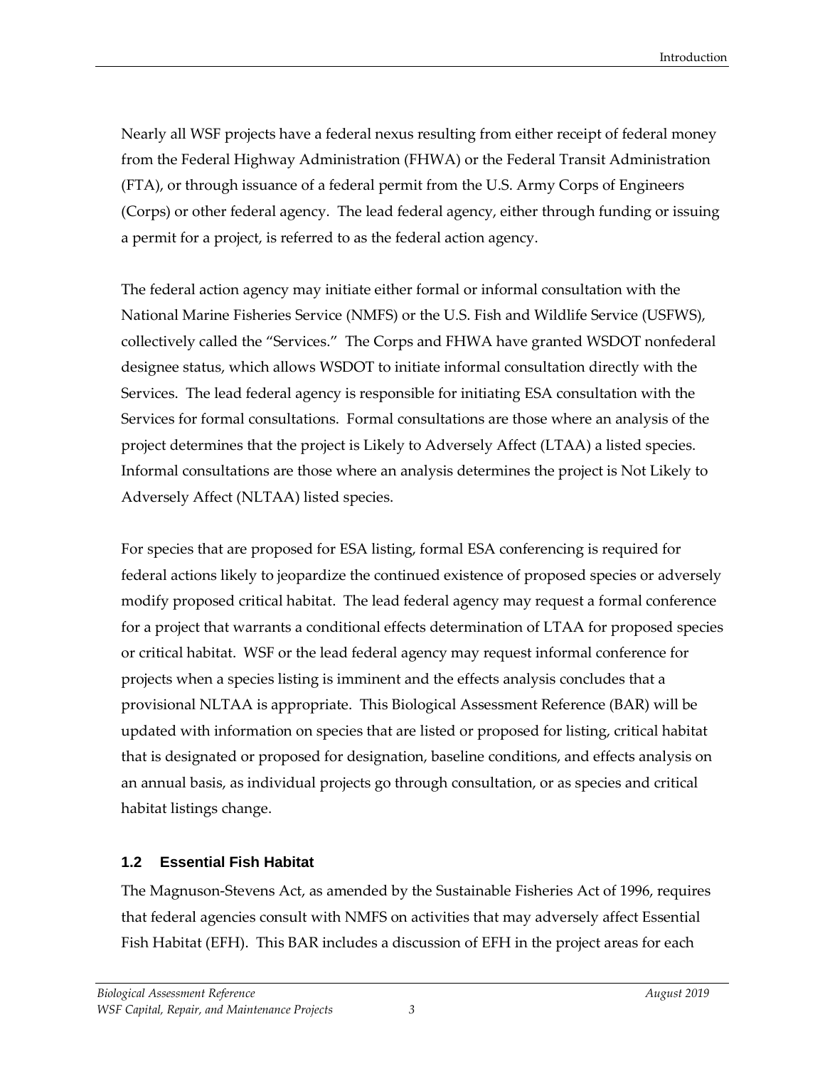Nearly all WSF projects have a federal nexus resulting from either receipt of federal money from the Federal Highway Administration (FHWA) or the Federal Transit Administration (FTA), or through issuance of a federal permit from the U.S. Army Corps of Engineers (Corps) or other federal agency. The lead federal agency, either through funding or issuing a permit for a project, is referred to as the federal action agency.

The federal action agency may initiate either formal or informal consultation with the National Marine Fisheries Service (NMFS) or the U.S. Fish and Wildlife Service (USFWS), collectively called the "Services." The Corps and FHWA have granted WSDOT nonfederal designee status, which allows WSDOT to initiate informal consultation directly with the Services. The lead federal agency is responsible for initiating ESA consultation with the Services for formal consultations. Formal consultations are those where an analysis of the project determines that the project is Likely to Adversely Affect (LTAA) a listed species. Informal consultations are those where an analysis determines the project is Not Likely to Adversely Affect (NLTAA) listed species.

For species that are proposed for ESA listing, formal ESA conferencing is required for federal actions likely to jeopardize the continued existence of proposed species or adversely modify proposed critical habitat. The lead federal agency may request a formal conference for a project that warrants a conditional effects determination of LTAA for proposed species or critical habitat. WSF or the lead federal agency may request informal conference for projects when a species listing is imminent and the effects analysis concludes that a provisional NLTAA is appropriate. This Biological Assessment Reference (BAR) will be updated with information on species that are listed or proposed for listing, critical habitat that is designated or proposed for designation, baseline conditions, and effects analysis on an annual basis, as individual projects go through consultation, or as species and critical habitat listings change.

### 1.2 Essential Fish Habitat

The Magnuson-Stevens Act, as amended by the Sustainable Fisheries Act of 1996, requires that federal agencies consult with NMFS on activities that may adversely affect Essential Fish Habitat (EFH). This BAR includes a discussion of EFH in the project areas for each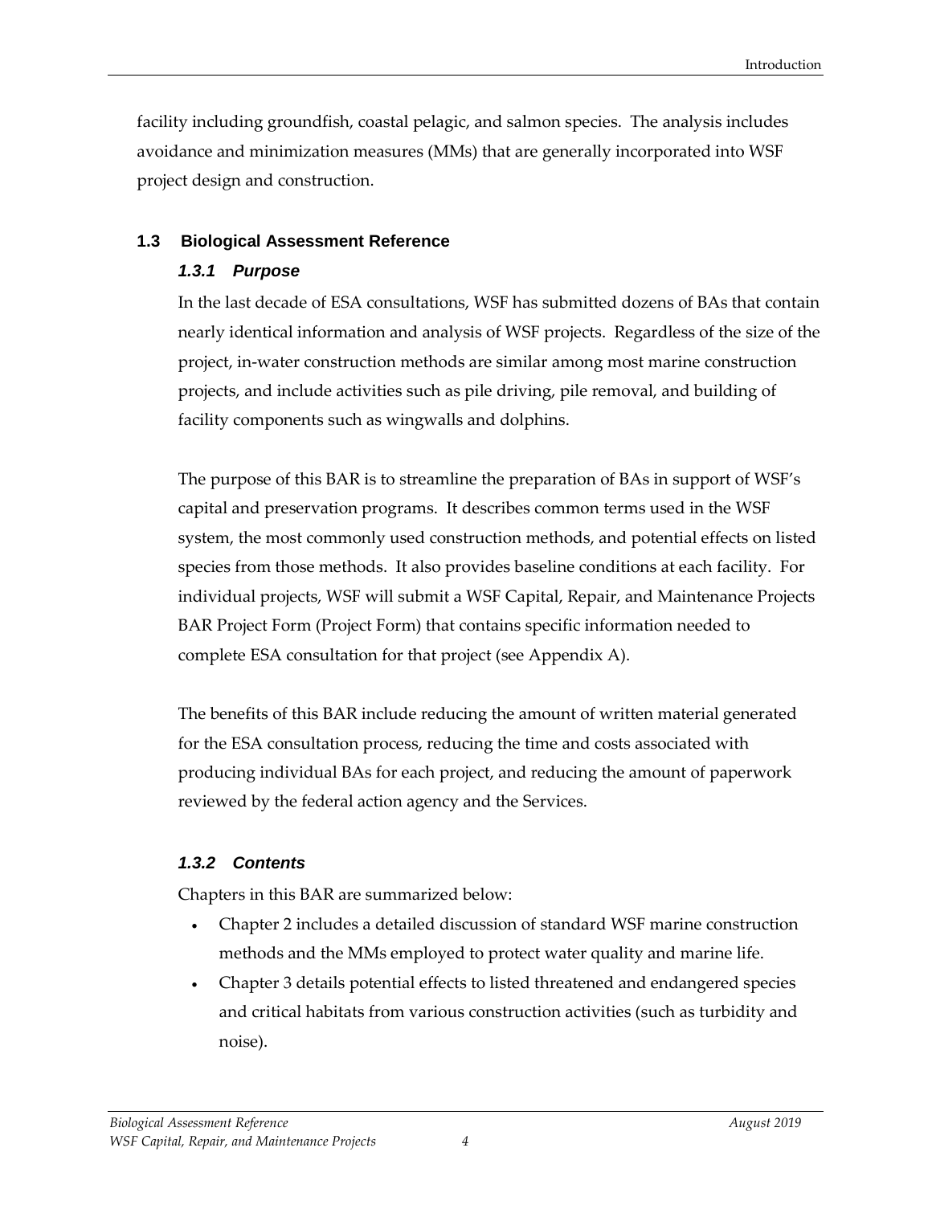facility including groundfish, coastal pelagic, and salmon species. The analysis includes avoidance and minimization measures (MMs) that are generally incorporated into WSF project design and construction.

## 1.3 Biological Assessment Reference

### *1.3.1 Purpose*

In the last decade of ESA consultations, WSF has submitted dozens of BAs that contain nearly identical information and analysis of WSF projects. Regardless of the size of the project, in-water construction methods are similar among most marine construction projects, and include activities such as pile driving, pile removal, and building of facility components such as wingwalls and dolphins.

The purpose of this BAR is to streamline the preparation of BAs in support of WSF's capital and preservation programs. It describes common terms used in the WSF system, the most commonly used construction methods, and potential effects on listed species from those methods. It also provides baseline conditions at each facility. For individual projects, WSF will submit a WSF Capital, Repair, and Maintenance Projects BAR Project Form (Project Form) that contains specific information needed to complete ESA consultation for that project (see Appendix A).

The benefits of this BAR include reducing the amount of written material generated for the ESA consultation process, reducing the time and costs associated with producing individual BAs for each project, and reducing the amount of paperwork reviewed by the federal action agency and the Services.

### *1.3.2 Contents*

Chapters in this BAR are summarized below:

- Chapter 2 includes a detailed discussion of standard WSF marine construction methods and the MMs employed to protect water quality and marine life.
- Chapter 3 details potential effects to listed threatened and endangered species and critical habitats from various construction activities (such as turbidity and noise).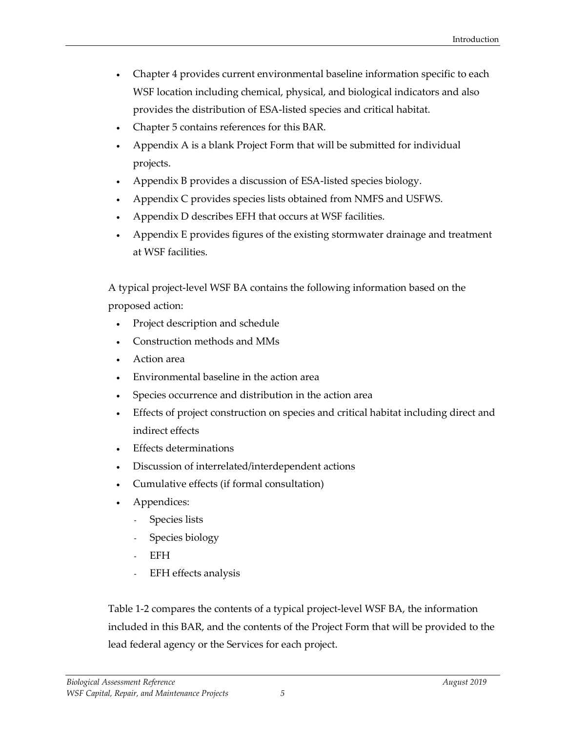- Chapter 4 provides current environmental baseline information specific to each WSF location including chemical, physical, and biological indicators and also provides the distribution of ESA-listed species and critical habitat.
- Chapter 5 contains references for this BAR.
- Appendix A is a blank Project Form that will be submitted for individual projects.
- Appendix B provides a discussion of ESA-listed species biology.
- Appendix C provides species lists obtained from NMFS and USFWS.
- Appendix D describes EFH that occurs at WSF facilities.
- Appendix E provides figures of the existing stormwater drainage and treatment at WSF facilities.

A typical project-level WSF BA contains the following information based on the proposed action:

- Project description and schedule
- Construction methods and MMs
- Action area
- Environmental baseline in the action area
- Species occurrence and distribution in the action area
- Effects of project construction on species and critical habitat including direct and indirect effects
- Effects determinations
- Discussion of interrelated/interdependent actions
- Cumulative effects (if formal consultation)
- Appendices:
  - Species lists
  - Species biology
  - EFH
  - EFH effects analysis

Table 1-2 compares the contents of a typical project-level WSF BA, the information included in this BAR, and the contents of the Project Form that will be provided to the lead federal agency or the Services for each project.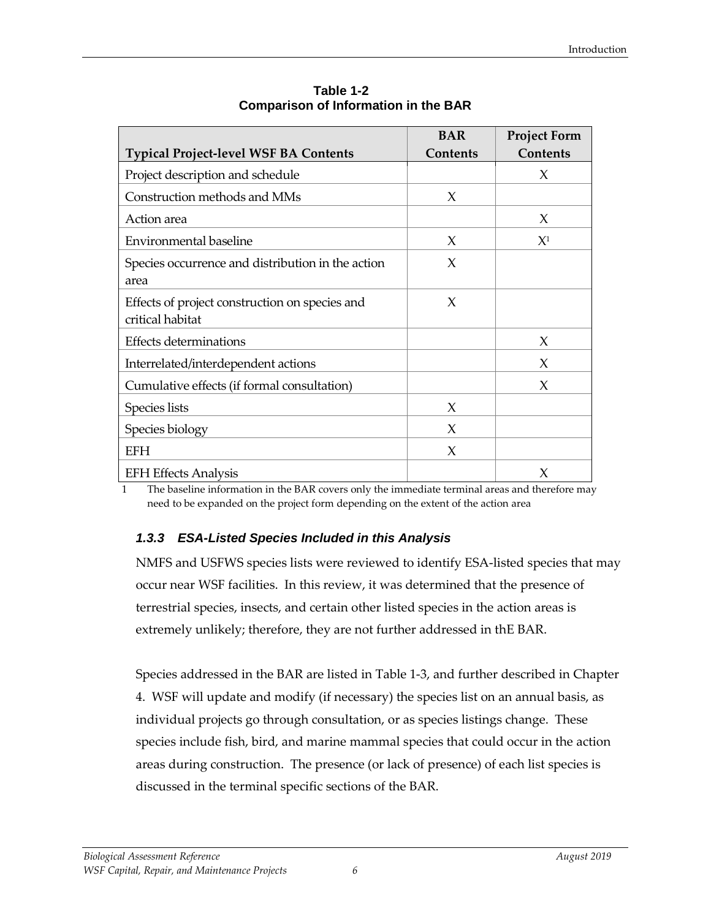**Table 1-2**
**Comparison of Information in the BAR**

| Typical Project-level WSF BA Contents | BAR Contents | Project Form Contents |
|---|---|---|
| Project description and schedule | | X |
| Construction methods and MMs | X | |
| Action area | | X |
| Environmental baseline | X | X[1] |
| Species occurrence and distribution in the action area | X | |
| Effects of project construction on species and critical habitat | X | |
| Effects determinations | | X |
| Interrelated/interdependent actions | | X |
| Cumulative effects (if formal consultation) | | X |
| Species lists | X | |
| Species biology | X | |
| EFH | X | |
| EFH Effects Analysis | | X |

1 The baseline information in the BAR covers only the immediate terminal areas and therefore may need to be expanded on the project form depending on the extent of the action area

### *1.3.3 ESA-Listed Species Included in this Analysis*

NMFS and USFWS species lists were reviewed to identify ESA-listed species that may occur near WSF facilities. In this review, it was determined that the presence of terrestrial species, insects, and certain other listed species in the action areas is extremely unlikely; therefore, they are not further addressed in thE BAR.

Species addressed in the BAR are listed in Table 1-3, and further described in Chapter 4. WSF will update and modify (if necessary) the species list on an annual basis, as individual projects go through consultation, or as species listings change. These species include fish, bird, and marine mammal species that could occur in the action areas during construction. The presence (or lack of presence) of each list species is discussed in the terminal specific sections of the BAR.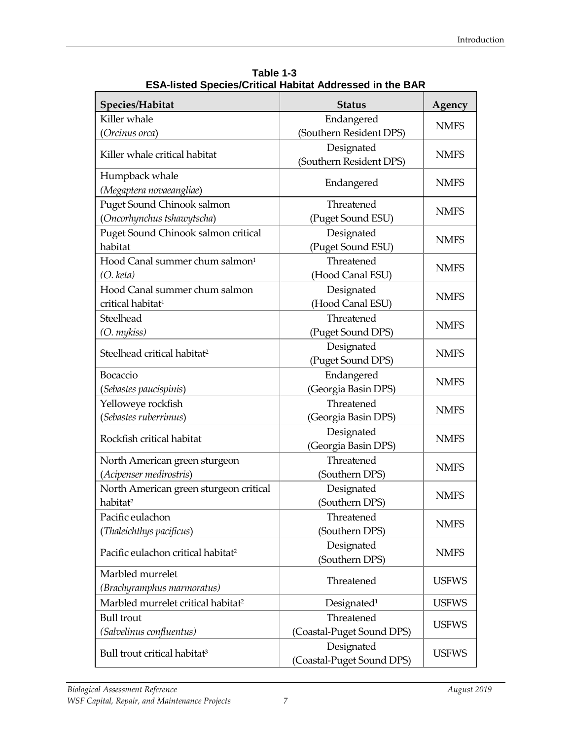**Table 1-3**
**ESA-listed Species/Critical Habitat Addressed in the BAR**

| Species/Habitat | Status | Agency |
|---|---|---|
| Killer whale (*Orcinus orca*) | Endangered (Southern Resident DPS) | NMFS |
| Killer whale critical habitat | Designated (Southern Resident DPS) | NMFS |
| Humpback whale (*Megaptera novaeangliae*) | Endangered | NMFS |
| Puget Sound Chinook salmon (*Oncorhynchus tshawytscha*) | Threatened (Puget Sound ESU) | NMFS |
| Puget Sound Chinook salmon critical habitat | Designated (Puget Sound ESU) | NMFS |
| Hood Canal summer chum salmon[1] (*O. keta*) | Threatened (Hood Canal ESU) | NMFS |
| Hood Canal summer chum salmon critical habitat[1] | Designated (Hood Canal ESU) | NMFS |
| Steelhead (*O. mykiss*) | Threatened (Puget Sound DPS) | NMFS |
| Steelhead critical habitat[2] | Designated (Puget Sound DPS) | NMFS |
| Bocaccio (*Sebastes paucispinis*) | Endangered (Georgia Basin DPS) | NMFS |
| Yelloweye rockfish (*Sebastes ruberrimus*) | Threatened (Georgia Basin DPS) | NMFS |
| Rockfish critical habitat | Designated (Georgia Basin DPS) | NMFS |
| North American green sturgeon (*Acipenser medirostris*) | Threatened (Southern DPS) | NMFS |
| North American green sturgeon critical habitat[2] | Designated (Southern DPS) | NMFS |
| Pacific eulachon (*Thaleichthys pacificus*) | Threatened (Southern DPS) | NMFS |
| Pacific eulachon critical habitat[2] | Designated (Southern DPS) | NMFS |
| Marbled murrelet (*Brachyramphus marmoratus*) | Threatened | USFWS |
| Marbled murrelet critical habitat[2] | Designated[1] | USFWS |
| Bull trout (*Salvelinus confluentus*) | Threatened (Coastal-Puget Sound DPS) | USFWS |
| Bull trout critical habitat[3] | Designated (Coastal-Puget Sound DPS) | USFWS |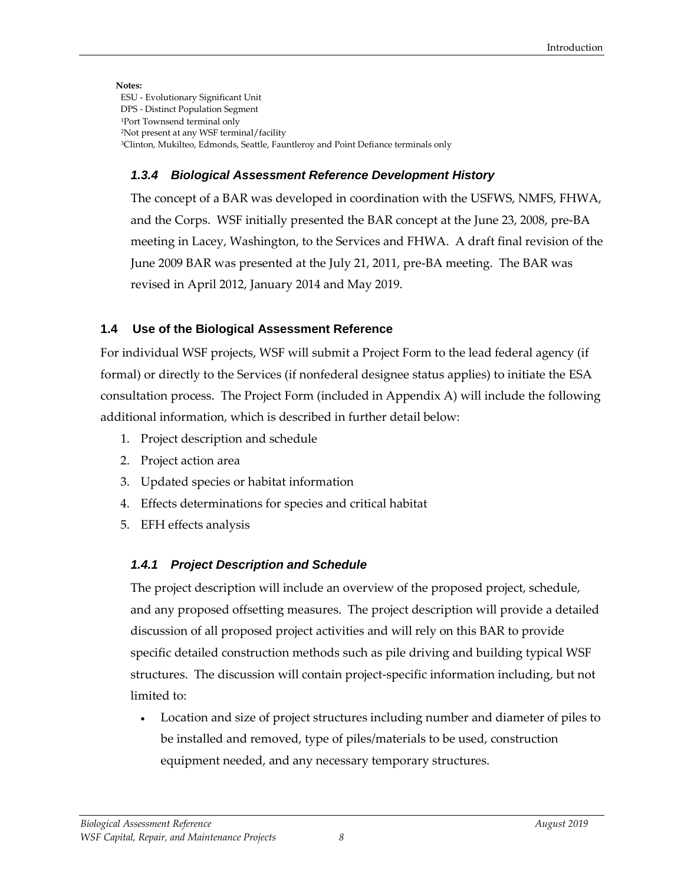**Notes:**
ESU - Evolutionary Significant Unit
DPS - Distinct Population Segment
[1]Port Townsend terminal only
[2]Not present at any WSF terminal/facility
[3]Clinton, Mukilteo, Edmonds, Seattle, Fauntleroy and Point Defiance terminals only

### *1.3.4 Biological Assessment Reference Development History*

The concept of a BAR was developed in coordination with the USFWS, NMFS, FHWA, and the Corps. WSF initially presented the BAR concept at the June 23, 2008, pre-BA meeting in Lacey, Washington, to the Services and FHWA. A draft final revision of the June 2009 BAR was presented at the July 21, 2011, pre-BA meeting. The BAR was revised in April 2012, January 2014 and May 2019.

## 1.4 Use of the Biological Assessment Reference

For individual WSF projects, WSF will submit a Project Form to the lead federal agency (if formal) or directly to the Services (if nonfederal designee status applies) to initiate the ESA consultation process. The Project Form (included in Appendix A) will include the following additional information, which is described in further detail below:

1. Project description and schedule
2. Project action area
3. Updated species or habitat information
4. Effects determinations for species and critical habitat
5. EFH effects analysis

### *1.4.1 Project Description and Schedule*

The project description will include an overview of the proposed project, schedule, and any proposed offsetting measures. The project description will provide a detailed discussion of all proposed project activities and will rely on this BAR to provide specific detailed construction methods such as pile driving and building typical WSF structures. The discussion will contain project-specific information including, but not limited to:

- Location and size of project structures including number and diameter of piles to be installed and removed, type of piles/materials to be used, construction equipment needed, and any necessary temporary structures.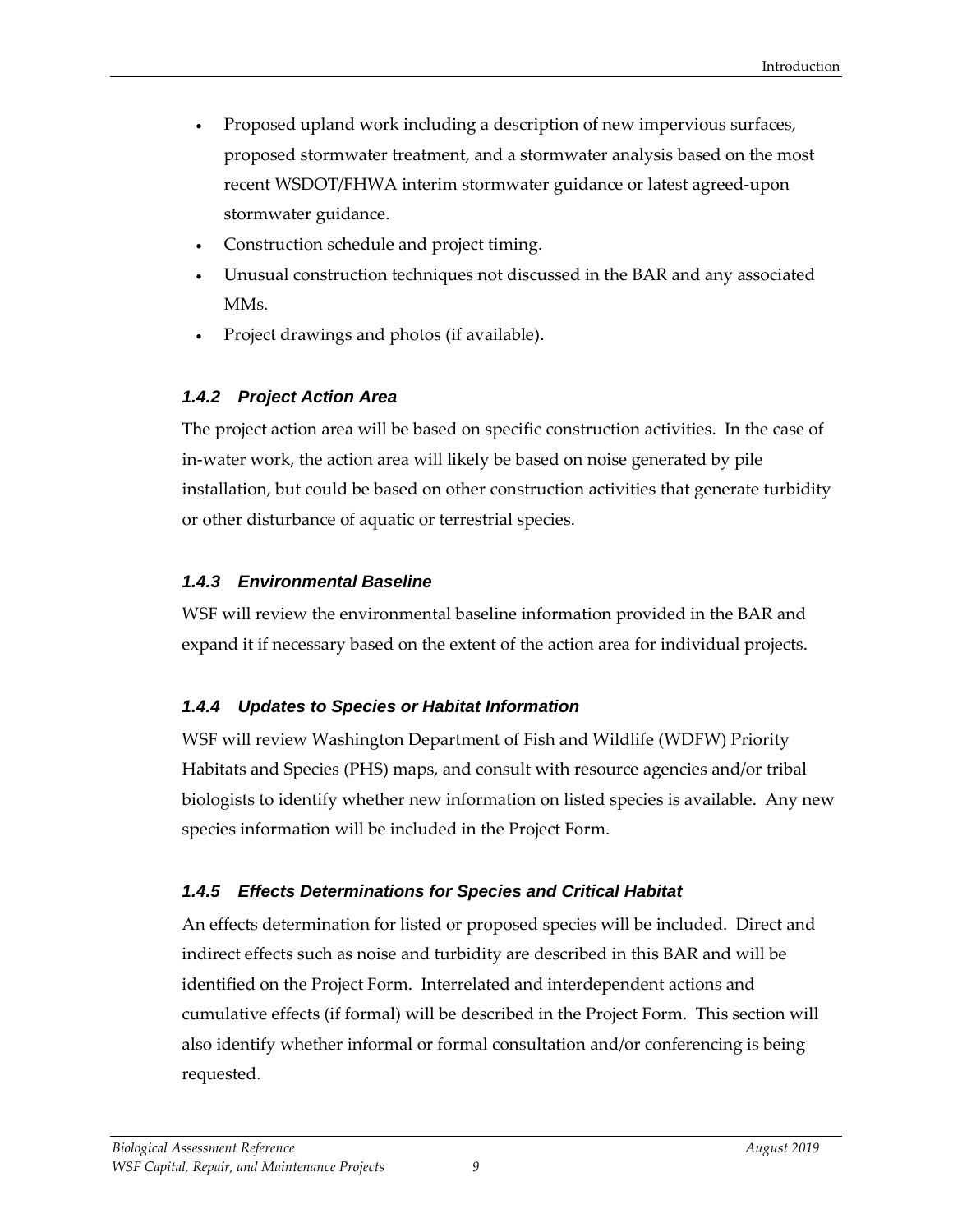- Proposed upland work including a description of new impervious surfaces, proposed stormwater treatment, and a stormwater analysis based on the most recent WSDOT/FHWA interim stormwater guidance or latest agreed-upon stormwater guidance.
- Construction schedule and project timing.
- Unusual construction techniques not discussed in the BAR and any associated MMs.
- Project drawings and photos (if available).

### *1.4.2 Project Action Area*

The project action area will be based on specific construction activities. In the case of in-water work, the action area will likely be based on noise generated by pile installation, but could be based on other construction activities that generate turbidity or other disturbance of aquatic or terrestrial species.

### *1.4.3 Environmental Baseline*

WSF will review the environmental baseline information provided in the BAR and expand it if necessary based on the extent of the action area for individual projects.

### *1.4.4 Updates to Species or Habitat Information*

WSF will review Washington Department of Fish and Wildlife (WDFW) Priority Habitats and Species (PHS) maps, and consult with resource agencies and/or tribal biologists to identify whether new information on listed species is available. Any new species information will be included in the Project Form.

### *1.4.5 Effects Determinations for Species and Critical Habitat*

An effects determination for listed or proposed species will be included. Direct and indirect effects such as noise and turbidity are described in this BAR and will be identified on the Project Form. Interrelated and interdependent actions and cumulative effects (if formal) will be described in the Project Form. This section will also identify whether informal or formal consultation and/or conferencing is being requested.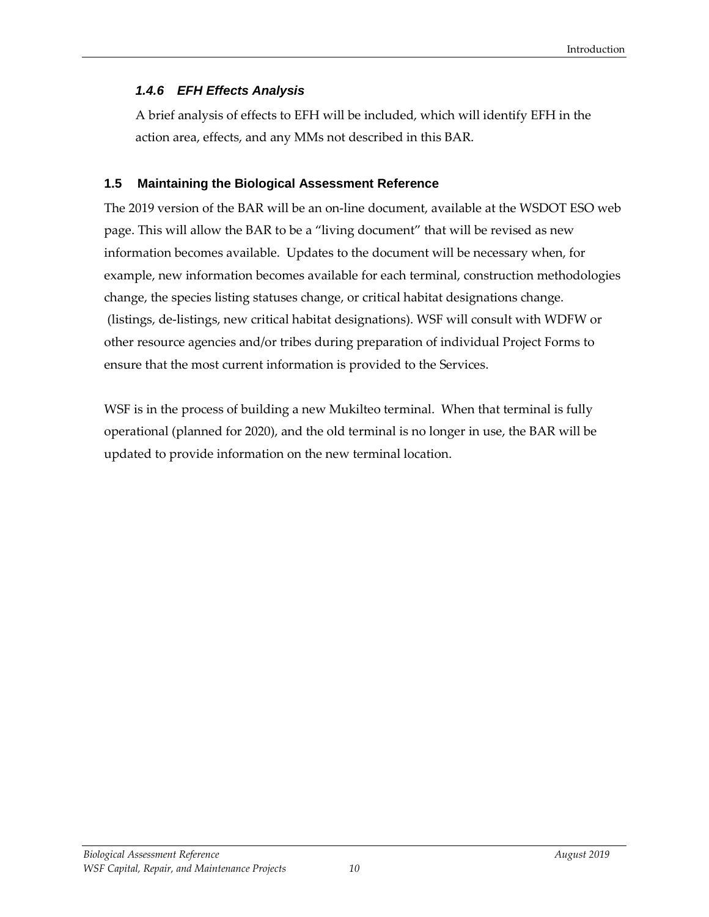### *1.4.6 EFH Effects Analysis*

A brief analysis of effects to EFH will be included, which will identify EFH in the action area, effects, and any MMs not described in this BAR.

## 1.5 Maintaining the Biological Assessment Reference

The 2019 version of the BAR will be an on-line document, available at the WSDOT ESO web page. This will allow the BAR to be a "living document" that will be revised as new information becomes available. Updates to the document will be necessary when, for example, new information becomes available for each terminal, construction methodologies change, the species listing statuses change, or critical habitat designations change. (listings, de-listings, new critical habitat designations). WSF will consult with WDFW or other resource agencies and/or tribes during preparation of individual Project Forms to ensure that the most current information is provided to the Services.

WSF is in the process of building a new Mukilteo terminal. When that terminal is fully operational (planned for 2020), and the old terminal is no longer in use, the BAR will be updated to provide information on the new terminal location.